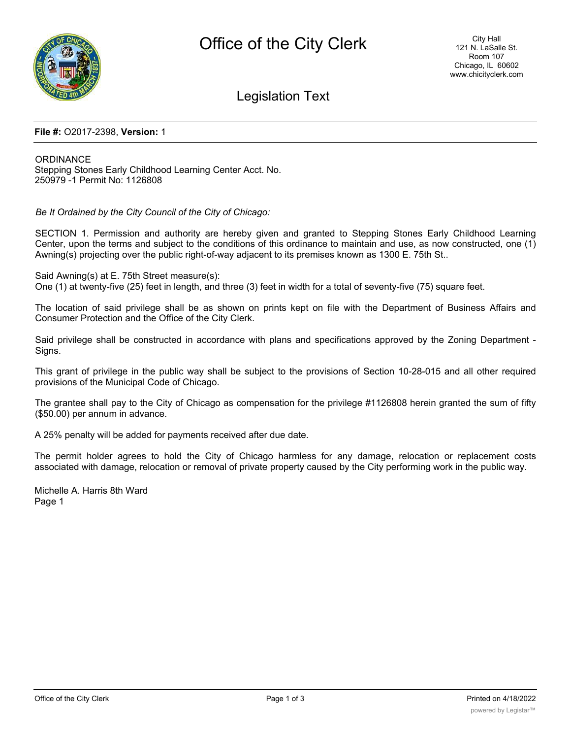# Office of the City Clerk

City Hall
121 N. LaSalle St.
Room 107
Chicago, IL 60602
www.chicityclerk.com

## Legislation Text

**File #:** O2017-2398, **Version:** 1

ORDINANCE
Stepping Stones Early Childhood Learning Center Acct. No. 250979 -1 Permit No: 1126808

*Be It Ordained by the City Council of the City of Chicago:*

SECTION 1. Permission and authority are hereby given and granted to Stepping Stones Early Childhood Learning Center, upon the terms and subject to the conditions of this ordinance to maintain and use, as now constructed, one (1) Awning(s) projecting over the public right-of-way adjacent to its premises known as 1300 E. 75th St..

Said Awning(s) at E. 75th Street measure(s):
One (1) at twenty-five (25) feet in length, and three (3) feet in width for a total of seventy-five (75) square feet.

The location of said privilege shall be as shown on prints kept on file with the Department of Business Affairs and Consumer Protection and the Office of the City Clerk.

Said privilege shall be constructed in accordance with plans and specifications approved by the Zoning Department - Signs.

This grant of privilege in the public way shall be subject to the provisions of Section 10-28-015 and all other required provisions of the Municipal Code of Chicago.

The grantee shall pay to the City of Chicago as compensation for the privilege #1126808 herein granted the sum of fifty ($50.00) per annum in advance.

A 25% penalty will be added for payments received after due date.

The permit holder agrees to hold the City of Chicago harmless for any damage, relocation or replacement costs associated with damage, relocation or removal of private property caused by the City performing work in the public way.

Michelle A. Harris 8th Ward
Page 1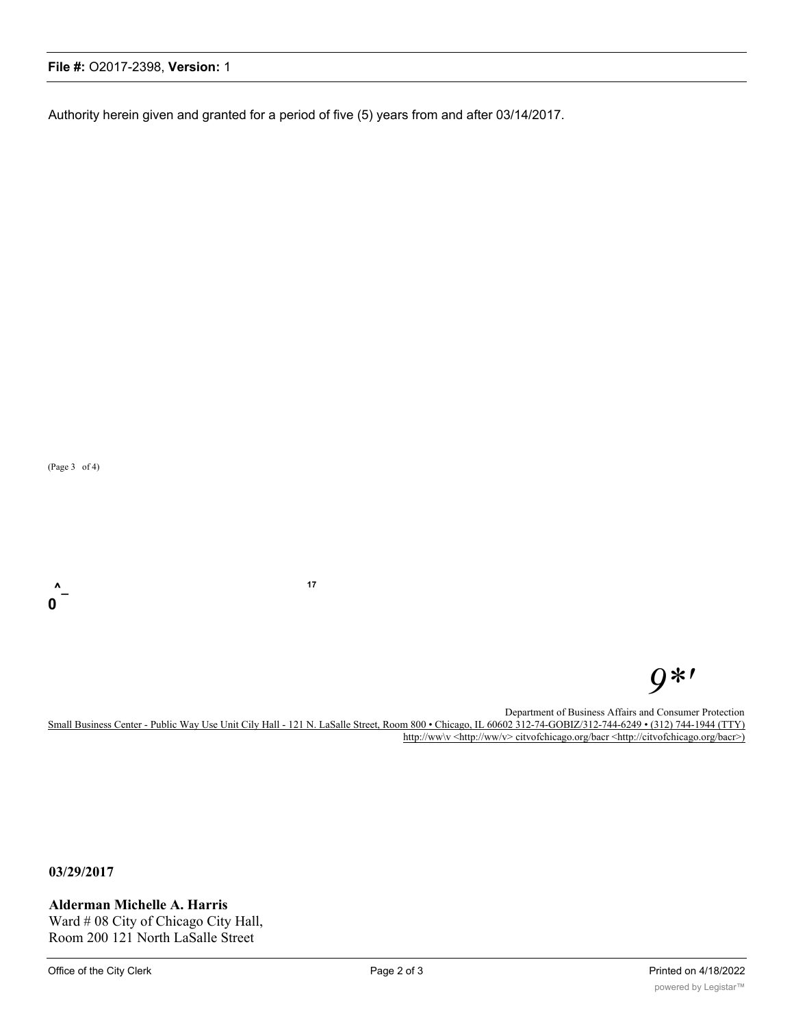Authority herein given and granted for a period of five (5) years from and after 03/14/2017.

(Page 3 of 4)

^_
0

17

*9*'*

Department of Business Affairs and Consumer Protection
Small Business Center - Public Way Use Unit Cily Hall - 121 N. LaSalle Street, Room 800 • Chicago, IL 60602 312-74-GOBIZ/312-744-6249 • (312) 744-1944 (TTY)
http://ww\v <http://ww/v> citvofchicago.org/bacr <http://citvofchicago.org/bacr>)

**03/29/2017**

**Alderman Michelle A. Harris**
Ward # 08 City of Chicago City Hall,
Room 200 121 North LaSalle Street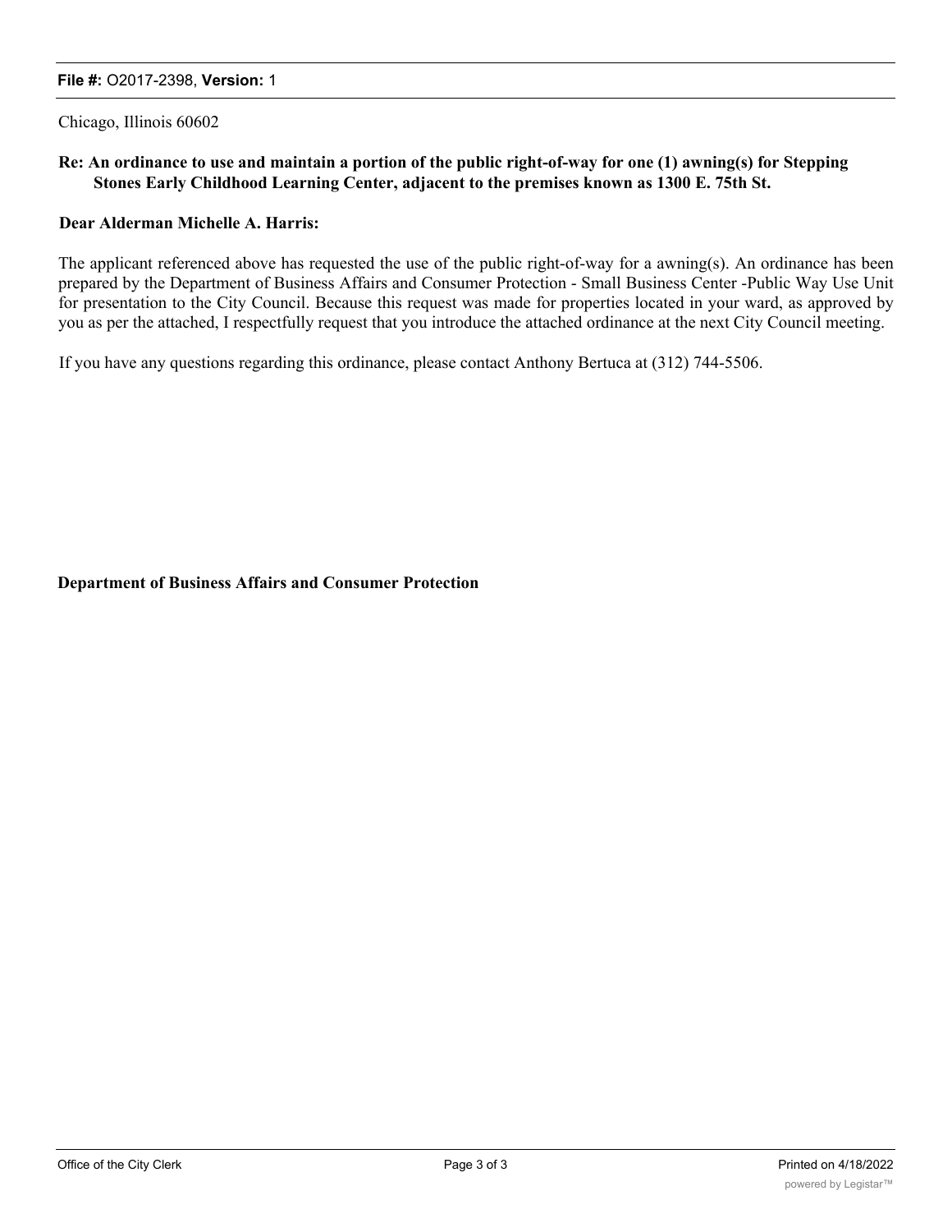Chicago, Illinois 60602

**Re: An ordinance to use and maintain a portion of the public right-of-way for one (1) awning(s) for Stepping Stones Early Childhood Learning Center, adjacent to the premises known as 1300 E. 75th St.**

**Dear Alderman Michelle A. Harris:**

The applicant referenced above has requested the use of the public right-of-way for a awning(s). An ordinance has been prepared by the Department of Business Affairs and Consumer Protection - Small Business Center -Public Way Use Unit for presentation to the City Council. Because this request was made for properties located in your ward, as approved by you as per the attached, I respectfully request that you introduce the attached ordinance at the next City Council meeting.

If you have any questions regarding this ordinance, please contact Anthony Bertuca at (312) 744-5506.

**Department of Business Affairs and Consumer Protection**